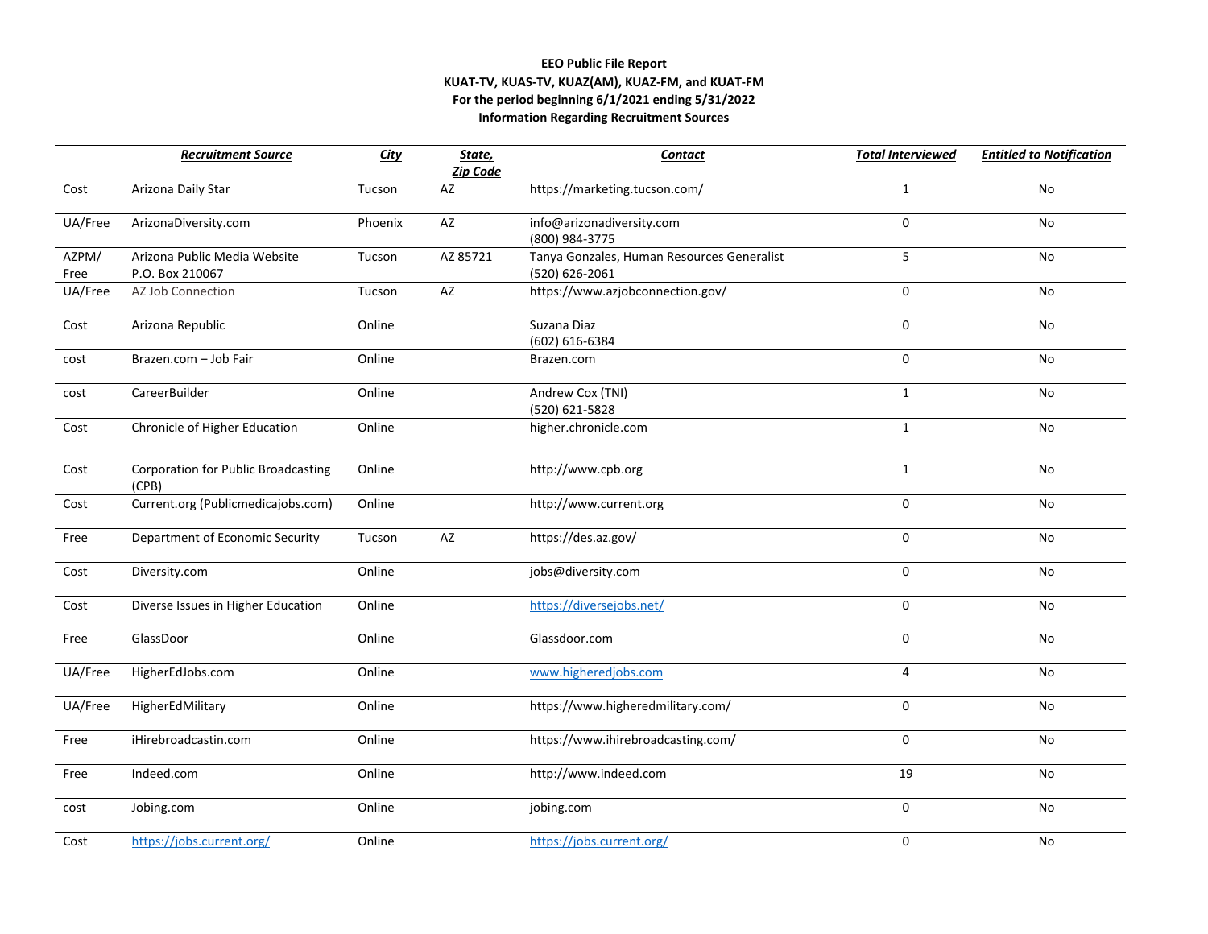**EEO Public File Report**
**KUAT-TV, KUAS-TV, KUAZ(AM), KUAZ-FM, and KUAT-FM**
**For the period beginning 6/1/2021 ending 5/31/2022**
**Information Regarding Recruitment Sources**

| | ***Recruitment Source*** | ***City*** | ***State, Zip Code*** | ***Contact*** | ***Total Interviewed*** | ***Entitled to Notification*** |
|---|---|---|---|---|---|---|
| Cost | Arizona Daily Star | Tucson | AZ | https://marketing.tucson.com/ | 1 | No |
| UA/Free | ArizonaDiversity.com | Phoenix | AZ | info@arizonadiversity.com (800) 984-3775 | 0 | No |
| AZPM/ Free | Arizona Public Media Website P.O. Box 210067 | Tucson | AZ 85721 | Tanya Gonzales, Human Resources Generalist (520) 626-2061 | 5 | No |
| UA/Free | AZ Job Connection | Tucson | AZ | https://www.azjobconnection.gov/ | 0 | No |
| Cost | Arizona Republic | Online | | Suzana Diaz (602) 616-6384 | 0 | No |
| cost | Brazen.com – Job Fair | Online | | Brazen.com | 0 | No |
| cost | CareerBuilder | Online | | Andrew Cox (TNI) (520) 621-5828 | 1 | No |
| Cost | Chronicle of Higher Education | Online | | higher.chronicle.com | 1 | No |
| Cost | Corporation for Public Broadcasting (CPB) | Online | | http://www.cpb.org | 1 | No |
| Cost | Current.org (Publicmedicajobs.com) | Online | | http://www.current.org | 0 | No |
| Free | Department of Economic Security | Tucson | AZ | https://des.az.gov/ | 0 | No |
| Cost | Diversity.com | Online | | jobs@diversity.com | 0 | No |
| Cost | Diverse Issues in Higher Education | Online | | https://diversejobs.net/ | 0 | No |
| Free | GlassDoor | Online | | Glassdoor.com | 0 | No |
| UA/Free | HigherEdJobs.com | Online | | www.higheredjobs.com | 4 | No |
| UA/Free | HigherEdMilitary | Online | | https://www.higheredmilitary.com/ | 0 | No |
| Free | iHirebroadcastin.com | Online | | https://www.ihirebroadcasting.com/ | 0 | No |
| Free | Indeed.com | Online | | http://www.indeed.com | 19 | No |
| cost | Jobing.com | Online | | jobing.com | 0 | No |
| Cost | https://jobs.current.org/ | Online | | https://jobs.current.org/ | 0 | No |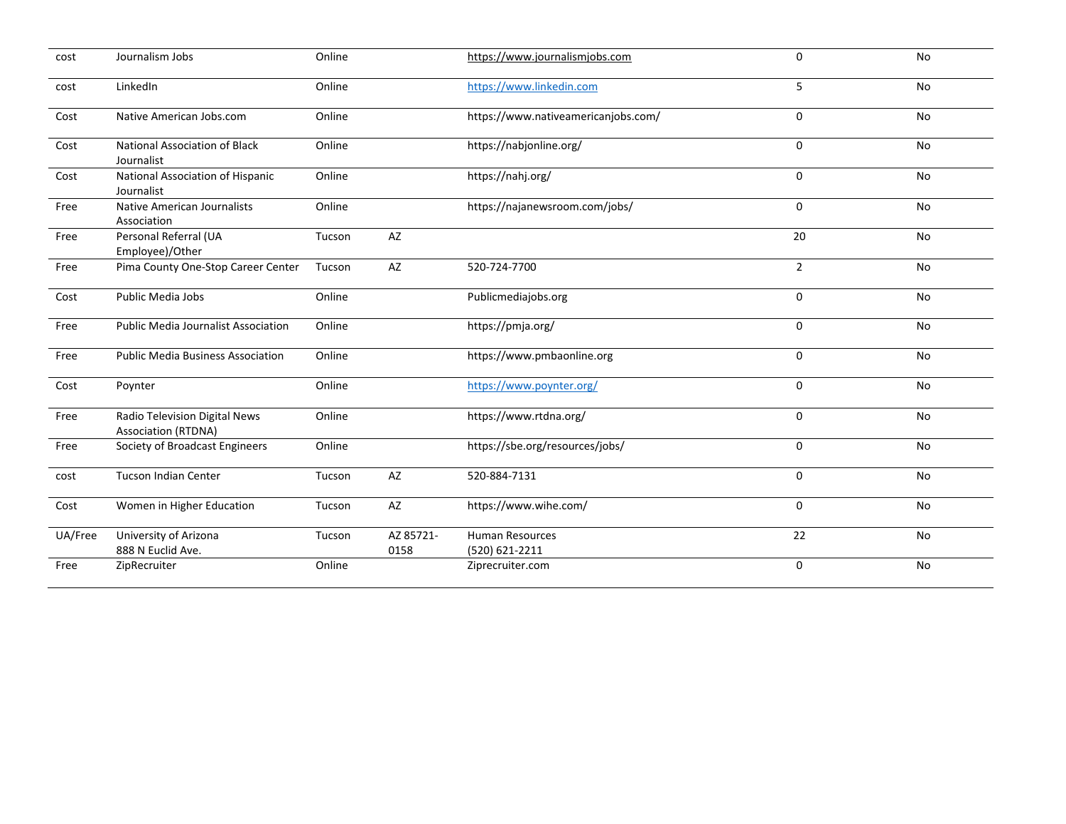| | | | | | | |
|---|---|---|---|---|---|---|
| cost | Journalism Jobs | Online | | https://www.journalismjobs.com | 0 | No |
| cost | LinkedIn | Online | | https://www.linkedin.com | 5 | No |
| Cost | Native American Jobs.com | Online | | https://www.nativeamericanjobs.com/ | 0 | No |
| Cost | National Association of Black Journalist | Online | | https://nabjonline.org/ | 0 | No |
| Cost | National Association of Hispanic Journalist | Online | | https://nahj.org/ | 0 | No |
| Free | Native American Journalists Association | Online | | https://najanewsroom.com/jobs/ | 0 | No |
| Free | Personal Referral (UA Employee)/Other | Tucson | AZ | | 20 | No |
| Free | Pima County One-Stop Career Center | Tucson | AZ | 520-724-7700 | 2 | No |
| Cost | Public Media Jobs | Online | | Publicmediajobs.org | 0 | No |
| Free | Public Media Journalist Association | Online | | https://pmja.org/ | 0 | No |
| Free | Public Media Business Association | Online | | https://www.pmbaonline.org | 0 | No |
| Cost | Poynter | Online | | https://www.poynter.org/ | 0 | No |
| Free | Radio Television Digital News Association (RTDNA) | Online | | https://www.rtdna.org/ | 0 | No |
| Free | Society of Broadcast Engineers | Online | | https://sbe.org/resources/jobs/ | 0 | No |
| cost | Tucson Indian Center | Tucson | AZ | 520-884-7131 | 0 | No |
| Cost | Women in Higher Education | Tucson | AZ | https://www.wihe.com/ | 0 | No |
| UA/Free | University of Arizona 888 N Euclid Ave. | Tucson | AZ 85721-0158 | Human Resources (520) 621-2211 | 22 | No |
| Free | ZipRecruiter | Online | | Ziprecruiter.com | 0 | No |